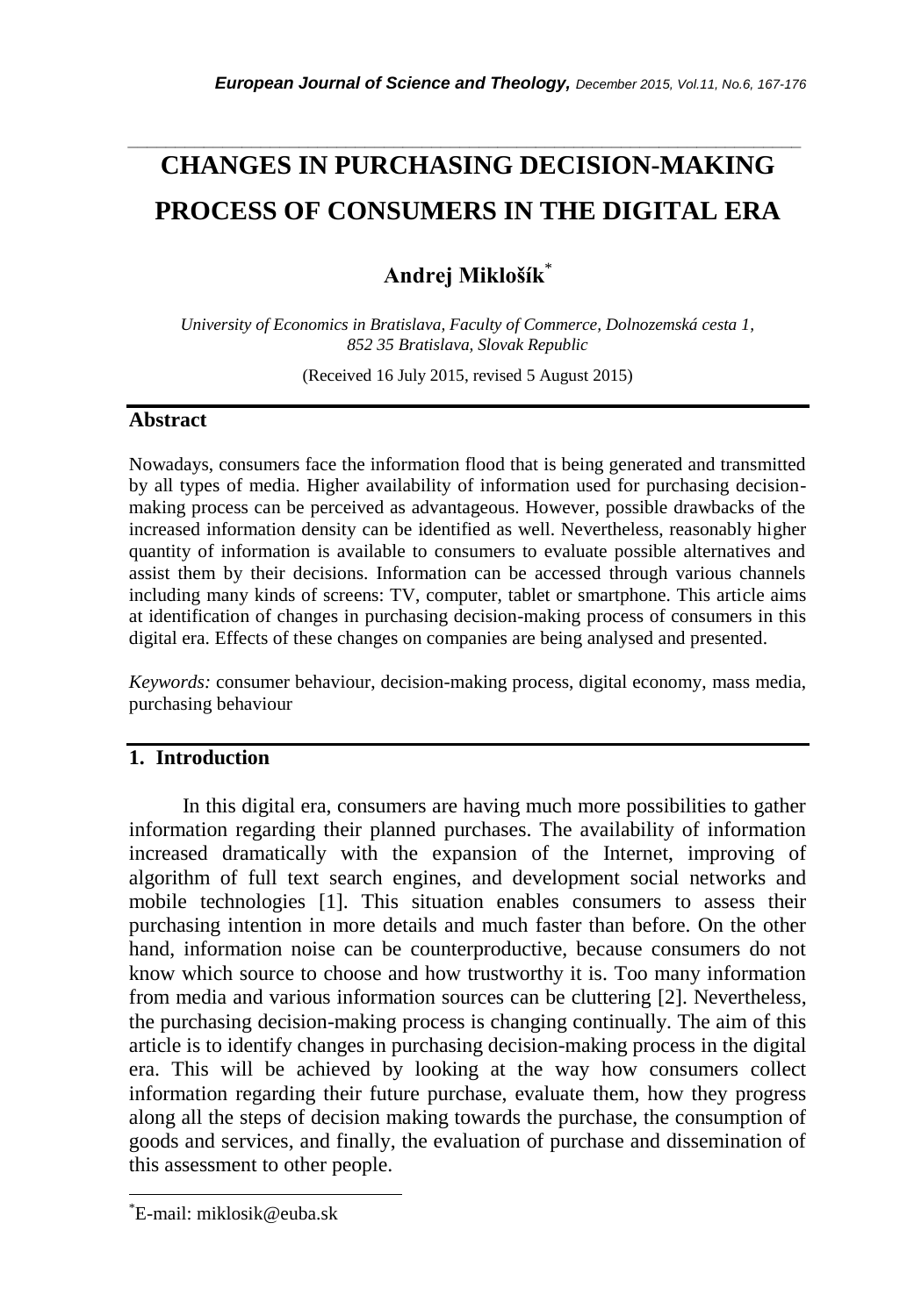# CHANGES IN PURCHASING DECISION-MAKING PROCESS OF CONSUMERS IN THE DIGITAL ERA

**Andrej Miklošík**[*]

*University of Economics in Bratislava, Faculty of Commerce, Dolnozemská cesta 1, 852 35 Bratislava, Slovak Republic*

(Received 16 July 2015, revised 5 August 2015)

## Abstract

Nowadays, consumers face the information flood that is being generated and transmitted by all types of media. Higher availability of information used for purchasing decision-making process can be perceived as advantageous. However, possible drawbacks of the increased information density can be identified as well. Nevertheless, reasonably higher quantity of information is available to consumers to evaluate possible alternatives and assist them by their decisions. Information can be accessed through various channels including many kinds of screens: TV, computer, tablet or smartphone. This article aims at identification of changes in purchasing decision-making process of consumers in this digital era. Effects of these changes on companies are being analysed and presented.

*Keywords:* consumer behaviour, decision-making process, digital economy, mass media, purchasing behaviour

## 1. Introduction

In this digital era, consumers are having much more possibilities to gather information regarding their planned purchases. The availability of information increased dramatically with the expansion of the Internet, improving of algorithm of full text search engines, and development social networks and mobile technologies [1]. This situation enables consumers to assess their purchasing intention in more details and much faster than before. On the other hand, information noise can be counterproductive, because consumers do not know which source to choose and how trustworthy it is. Too many information from media and various information sources can be cluttering [2]. Nevertheless, the purchasing decision-making process is changing continually. The aim of this article is to identify changes in purchasing decision-making process in the digital era. This will be achieved by looking at the way how consumers collect information regarding their future purchase, evaluate them, how they progress along all the steps of decision making towards the purchase, the consumption of goods and services, and finally, the evaluation of purchase and dissemination of this assessment to other people.

[*] E-mail: miklosik@euba.sk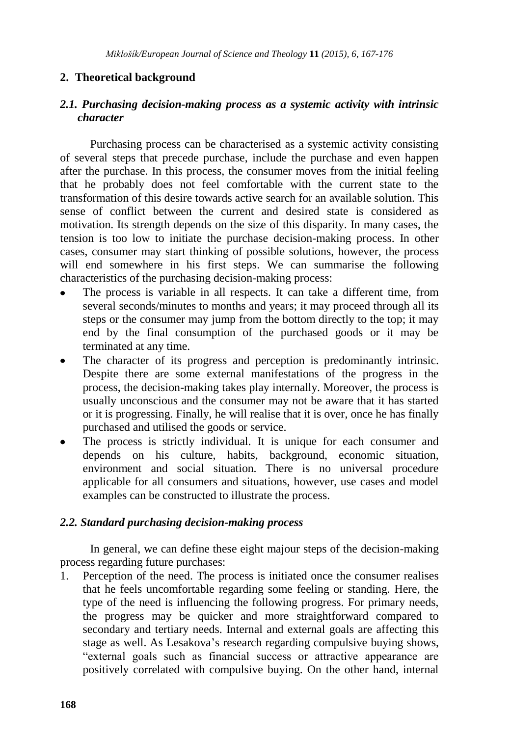## 2. Theoretical background

### *2.1. Purchasing decision-making process as a systemic activity with intrinsic character*

Purchasing process can be characterised as a systemic activity consisting of several steps that precede purchase, include the purchase and even happen after the purchase. In this process, the consumer moves from the initial feeling that he probably does not feel comfortable with the current state to the transformation of this desire towards active search for an available solution. This sense of conflict between the current and desired state is considered as motivation. Its strength depends on the size of this disparity. In many cases, the tension is too low to initiate the purchase decision-making process. In other cases, consumer may start thinking of possible solutions, however, the process will end somewhere in his first steps. We can summarise the following characteristics of the purchasing decision-making process:

- The process is variable in all respects. It can take a different time, from several seconds/minutes to months and years; it may proceed through all its steps or the consumer may jump from the bottom directly to the top; it may end by the final consumption of the purchased goods or it may be terminated at any time.
- The character of its progress and perception is predominantly intrinsic. Despite there are some external manifestations of the progress in the process, the decision-making takes play internally. Moreover, the process is usually unconscious and the consumer may not be aware that it has started or it is progressing. Finally, he will realise that it is over, once he has finally purchased and utilised the goods or service.
- The process is strictly individual. It is unique for each consumer and depends on his culture, habits, background, economic situation, environment and social situation. There is no universal procedure applicable for all consumers and situations, however, use cases and model examples can be constructed to illustrate the process.

### *2.2. Standard purchasing decision-making process*

In general, we can define these eight majour steps of the decision-making process regarding future purchases:

1. Perception of the need. The process is initiated once the consumer realises that he feels uncomfortable regarding some feeling or standing. Here, the type of the need is influencing the following progress. For primary needs, the progress may be quicker and more straightforward compared to secondary and tertiary needs. Internal and external goals are affecting this stage as well. As Lesakova's research regarding compulsive buying shows, "external goals such as financial success or attractive appearance are positively correlated with compulsive buying. On the other hand, internal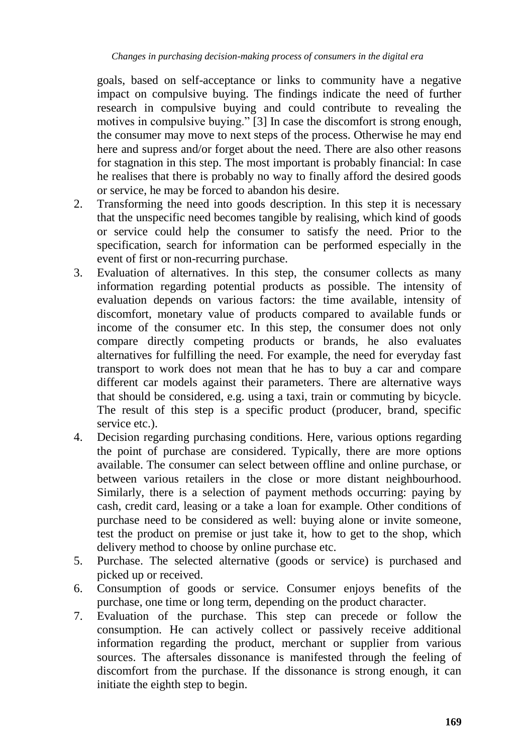goals, based on self-acceptance or links to community have a negative impact on compulsive buying. The findings indicate the need of further research in compulsive buying and could contribute to revealing the motives in compulsive buying." [3] In case the discomfort is strong enough, the consumer may move to next steps of the process. Otherwise he may end here and supress and/or forget about the need. There are also other reasons for stagnation in this step. The most important is probably financial: In case he realises that there is probably no way to finally afford the desired goods or service, he may be forced to abandon his desire.

2. Transforming the need into goods description. In this step it is necessary that the unspecific need becomes tangible by realising, which kind of goods or service could help the consumer to satisfy the need. Prior to the specification, search for information can be performed especially in the event of first or non-recurring purchase.
3. Evaluation of alternatives. In this step, the consumer collects as many information regarding potential products as possible. The intensity of evaluation depends on various factors: the time available, intensity of discomfort, monetary value of products compared to available funds or income of the consumer etc. In this step, the consumer does not only compare directly competing products or brands, he also evaluates alternatives for fulfilling the need. For example, the need for everyday fast transport to work does not mean that he has to buy a car and compare different car models against their parameters. There are alternative ways that should be considered, e.g. using a taxi, train or commuting by bicycle. The result of this step is a specific product (producer, brand, specific service etc.).
4. Decision regarding purchasing conditions. Here, various options regarding the point of purchase are considered. Typically, there are more options available. The consumer can select between offline and online purchase, or between various retailers in the close or more distant neighbourhood. Similarly, there is a selection of payment methods occurring: paying by cash, credit card, leasing or a take a loan for example. Other conditions of purchase need to be considered as well: buying alone or invite someone, test the product on premise or just take it, how to get to the shop, which delivery method to choose by online purchase etc.
5. Purchase. The selected alternative (goods or service) is purchased and picked up or received.
6. Consumption of goods or service. Consumer enjoys benefits of the purchase, one time or long term, depending on the product character.
7. Evaluation of the purchase. This step can precede or follow the consumption. He can actively collect or passively receive additional information regarding the product, merchant or supplier from various sources. The aftersales dissonance is manifested through the feeling of discomfort from the purchase. If the dissonance is strong enough, it can initiate the eighth step to begin.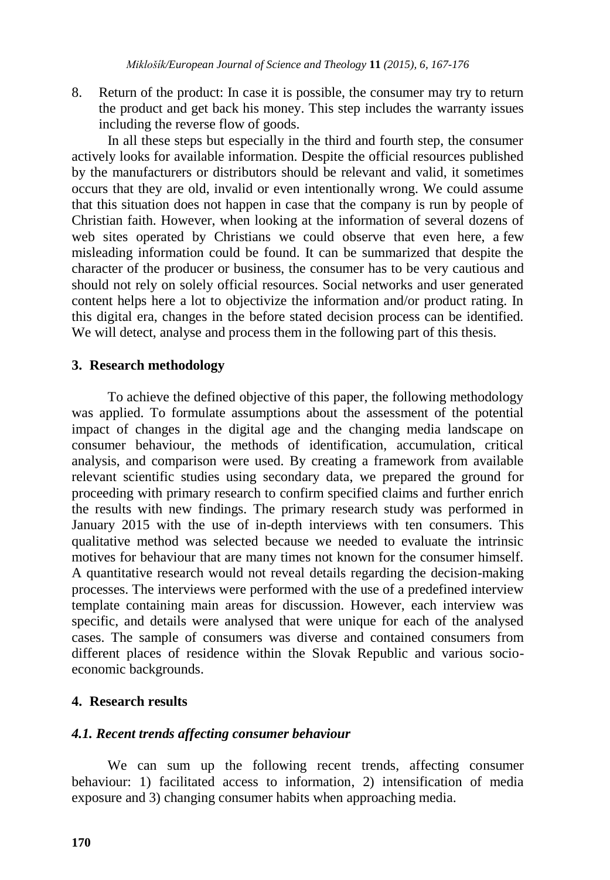8. Return of the product: In case it is possible, the consumer may try to return the product and get back his money. This step includes the warranty issues including the reverse flow of goods.

In all these steps but especially in the third and fourth step, the consumer actively looks for available information. Despite the official resources published by the manufacturers or distributors should be relevant and valid, it sometimes occurs that they are old, invalid or even intentionally wrong. We could assume that this situation does not happen in case that the company is run by people of Christian faith. However, when looking at the information of several dozens of web sites operated by Christians we could observe that even here, a few misleading information could be found. It can be summarized that despite the character of the producer or business, the consumer has to be very cautious and should not rely on solely official resources. Social networks and user generated content helps here a lot to objectivize the information and/or product rating. In this digital era, changes in the before stated decision process can be identified. We will detect, analyse and process them in the following part of this thesis.

## 3. Research methodology

To achieve the defined objective of this paper, the following methodology was applied. To formulate assumptions about the assessment of the potential impact of changes in the digital age and the changing media landscape on consumer behaviour, the methods of identification, accumulation, critical analysis, and comparison were used. By creating a framework from available relevant scientific studies using secondary data, we prepared the ground for proceeding with primary research to confirm specified claims and further enrich the results with new findings. The primary research study was performed in January 2015 with the use of in-depth interviews with ten consumers. This qualitative method was selected because we needed to evaluate the intrinsic motives for behaviour that are many times not known for the consumer himself. A quantitative research would not reveal details regarding the decision-making processes. The interviews were performed with the use of a predefined interview template containing main areas for discussion. However, each interview was specific, and details were analysed that were unique for each of the analysed cases. The sample of consumers was diverse and contained consumers from different places of residence within the Slovak Republic and various socio-economic backgrounds.

## 4. Research results

### *4.1. Recent trends affecting consumer behaviour*

We can sum up the following recent trends, affecting consumer behaviour: 1) facilitated access to information, 2) intensification of media exposure and 3) changing consumer habits when approaching media.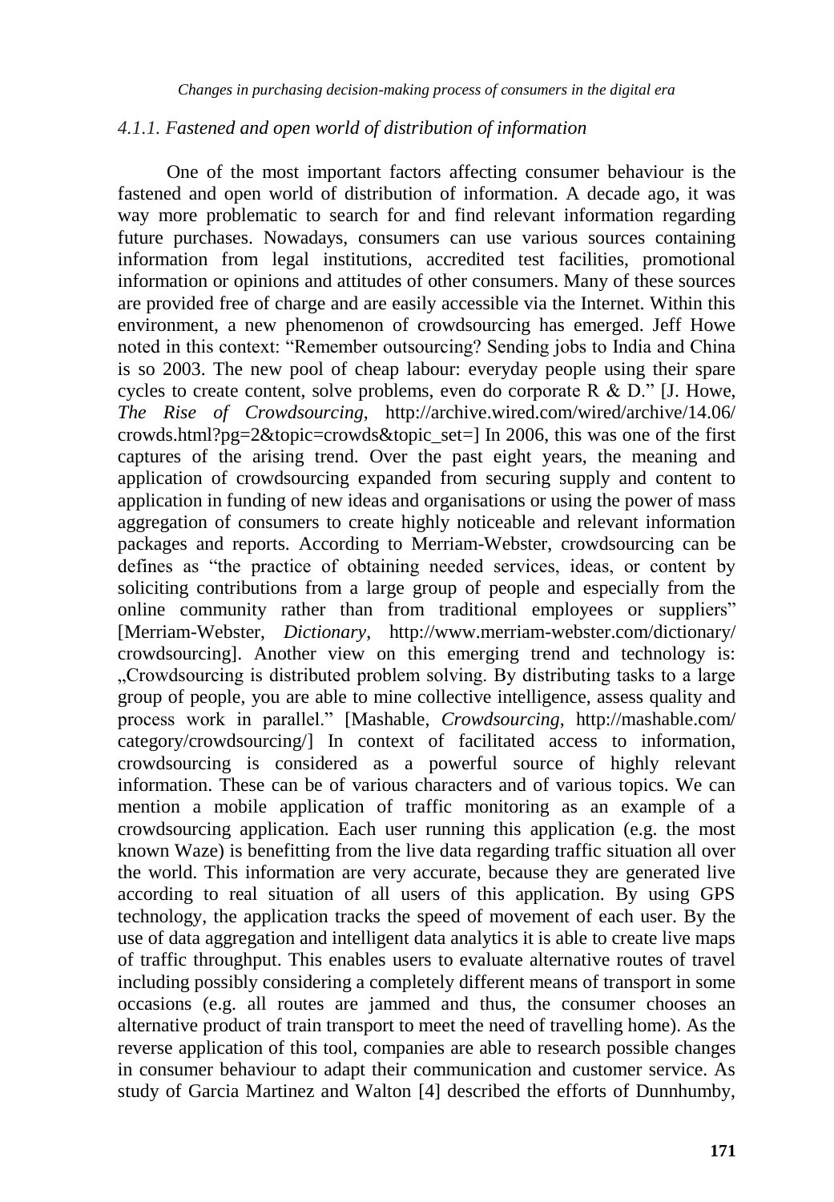#### *4.1.1. Fastened and open world of distribution of information*

One of the most important factors affecting consumer behaviour is the fastened and open world of distribution of information. A decade ago, it was way more problematic to search for and find relevant information regarding future purchases. Nowadays, consumers can use various sources containing information from legal institutions, accredited test facilities, promotional information or opinions and attitudes of other consumers. Many of these sources are provided free of charge and are easily accessible via the Internet. Within this environment, a new phenomenon of crowdsourcing has emerged. Jeff Howe noted in this context: "Remember outsourcing? Sending jobs to India and China is so 2003. The new pool of cheap labour: everyday people using their spare cycles to create content, solve problems, even do corporate R & D." [J. Howe, *The Rise of Crowdsourcing*, http://archive.wired.com/wired/archive/14.06/crowds.html?pg=2&topic=crowds&topic_set=] In 2006, this was one of the first captures of the arising trend. Over the past eight years, the meaning and application of crowdsourcing expanded from securing supply and content to application in funding of new ideas and organisations or using the power of mass aggregation of consumers to create highly noticeable and relevant information packages and reports. According to Merriam-Webster, crowdsourcing can be defines as "the practice of obtaining needed services, ideas, or content by soliciting contributions from a large group of people and especially from the online community rather than from traditional employees or suppliers" [Merriam-Webster, *Dictionary*, http://www.merriam-webster.com/dictionary/crowdsourcing]. Another view on this emerging trend and technology is: „Crowdsourcing is distributed problem solving. By distributing tasks to a large group of people, you are able to mine collective intelligence, assess quality and process work in parallel." [Mashable, *Crowdsourcing*, http://mashable.com/category/crowdsourcing/] In context of facilitated access to information, crowdsourcing is considered as a powerful source of highly relevant information. These can be of various characters and of various topics. We can mention a mobile application of traffic monitoring as an example of a crowdsourcing application. Each user running this application (e.g. the most known Waze) is benefitting from the live data regarding traffic situation all over the world. This information are very accurate, because they are generated live according to real situation of all users of this application. By using GPS technology, the application tracks the speed of movement of each user. By the use of data aggregation and intelligent data analytics it is able to create live maps of traffic throughput. This enables users to evaluate alternative routes of travel including possibly considering a completely different means of transport in some occasions (e.g. all routes are jammed and thus, the consumer chooses an alternative product of train transport to meet the need of travelling home). As the reverse application of this tool, companies are able to research possible changes in consumer behaviour to adapt their communication and customer service. As study of Garcia Martinez and Walton [4] described the efforts of Dunnhumby,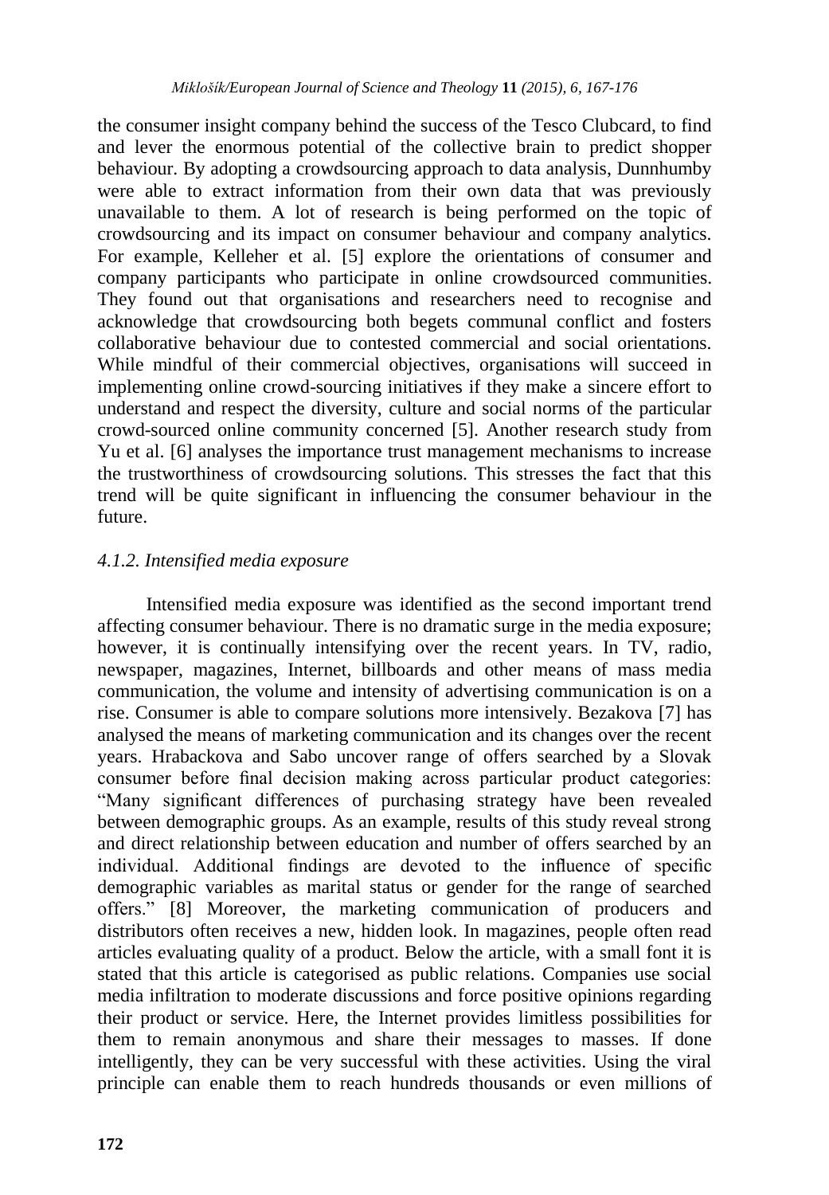the consumer insight company behind the success of the Tesco Clubcard, to find and lever the enormous potential of the collective brain to predict shopper behaviour. By adopting a crowdsourcing approach to data analysis, Dunnhumby were able to extract information from their own data that was previously unavailable to them. A lot of research is being performed on the topic of crowdsourcing and its impact on consumer behaviour and company analytics. For example, Kelleher et al. [5] explore the orientations of consumer and company participants who participate in online crowdsourced communities. They found out that organisations and researchers need to recognise and acknowledge that crowdsourcing both begets communal conflict and fosters collaborative behaviour due to contested commercial and social orientations. While mindful of their commercial objectives, organisations will succeed in implementing online crowd-sourcing initiatives if they make a sincere effort to understand and respect the diversity, culture and social norms of the particular crowd-sourced online community concerned [5]. Another research study from Yu et al. [6] analyses the importance trust management mechanisms to increase the trustworthiness of crowdsourcing solutions. This stresses the fact that this trend will be quite significant in influencing the consumer behaviour in the future.

#### *4.1.2. Intensified media exposure*

Intensified media exposure was identified as the second important trend affecting consumer behaviour. There is no dramatic surge in the media exposure; however, it is continually intensifying over the recent years. In TV, radio, newspaper, magazines, Internet, billboards and other means of mass media communication, the volume and intensity of advertising communication is on a rise. Consumer is able to compare solutions more intensively. Bezakova [7] has analysed the means of marketing communication and its changes over the recent years. Hrabackova and Sabo uncover range of offers searched by a Slovak consumer before final decision making across particular product categories: "Many significant differences of purchasing strategy have been revealed between demographic groups. As an example, results of this study reveal strong and direct relationship between education and number of offers searched by an individual. Additional findings are devoted to the influence of specific demographic variables as marital status or gender for the range of searched offers." [8] Moreover, the marketing communication of producers and distributors often receives a new, hidden look. In magazines, people often read articles evaluating quality of a product. Below the article, with a small font it is stated that this article is categorised as public relations. Companies use social media infiltration to moderate discussions and force positive opinions regarding their product or service. Here, the Internet provides limitless possibilities for them to remain anonymous and share their messages to masses. If done intelligently, they can be very successful with these activities. Using the viral principle can enable them to reach hundreds thousands or even millions of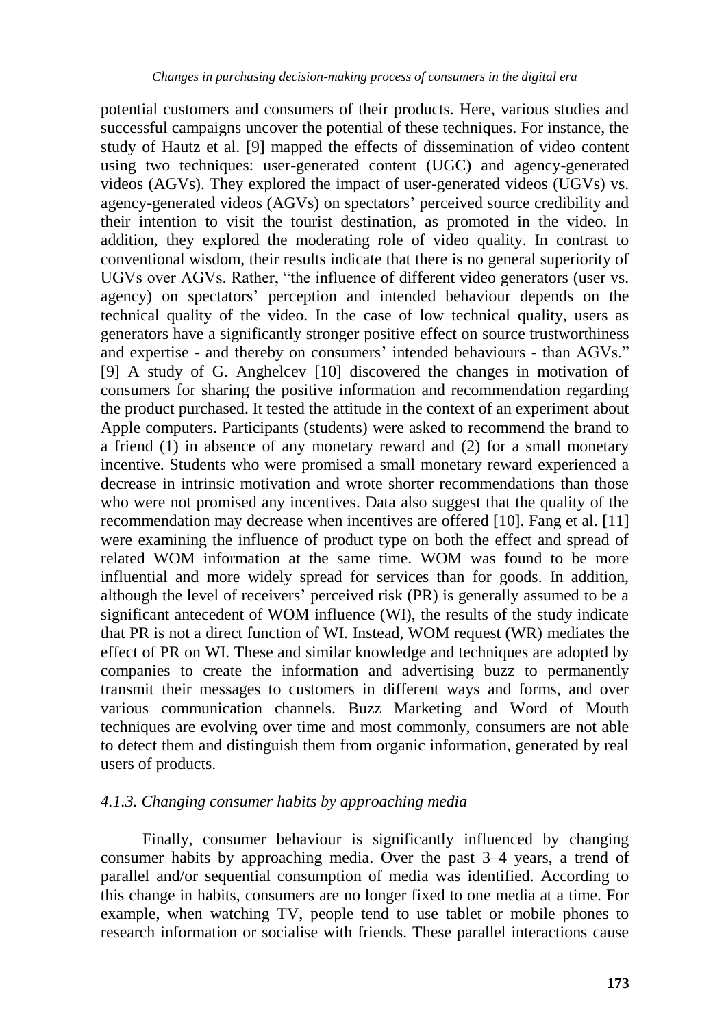potential customers and consumers of their products. Here, various studies and successful campaigns uncover the potential of these techniques. For instance, the study of Hautz et al. [9] mapped the effects of dissemination of video content using two techniques: user-generated content (UGC) and agency-generated videos (AGVs). They explored the impact of user-generated videos (UGVs) vs. agency-generated videos (AGVs) on spectators' perceived source credibility and their intention to visit the tourist destination, as promoted in the video. In addition, they explored the moderating role of video quality. In contrast to conventional wisdom, their results indicate that there is no general superiority of UGVs over AGVs. Rather, "the influence of different video generators (user vs. agency) on spectators' perception and intended behaviour depends on the technical quality of the video. In the case of low technical quality, users as generators have a significantly stronger positive effect on source trustworthiness and expertise - and thereby on consumers' intended behaviours - than AGVs." [9] A study of G. Anghelcev [10] discovered the changes in motivation of consumers for sharing the positive information and recommendation regarding the product purchased. It tested the attitude in the context of an experiment about Apple computers. Participants (students) were asked to recommend the brand to a friend (1) in absence of any monetary reward and (2) for a small monetary incentive. Students who were promised a small monetary reward experienced a decrease in intrinsic motivation and wrote shorter recommendations than those who were not promised any incentives. Data also suggest that the quality of the recommendation may decrease when incentives are offered [10]. Fang et al. [11] were examining the influence of product type on both the effect and spread of related WOM information at the same time. WOM was found to be more influential and more widely spread for services than for goods. In addition, although the level of receivers' perceived risk (PR) is generally assumed to be a significant antecedent of WOM influence (WI), the results of the study indicate that PR is not a direct function of WI. Instead, WOM request (WR) mediates the effect of PR on WI. These and similar knowledge and techniques are adopted by companies to create the information and advertising buzz to permanently transmit their messages to customers in different ways and forms, and over various communication channels. Buzz Marketing and Word of Mouth techniques are evolving over time and most commonly, consumers are not able to detect them and distinguish them from organic information, generated by real users of products.

### *4.1.3. Changing consumer habits by approaching media*

Finally, consumer behaviour is significantly influenced by changing consumer habits by approaching media. Over the past 3–4 years, a trend of parallel and/or sequential consumption of media was identified. According to this change in habits, consumers are no longer fixed to one media at a time. For example, when watching TV, people tend to use tablet or mobile phones to research information or socialise with friends. These parallel interactions cause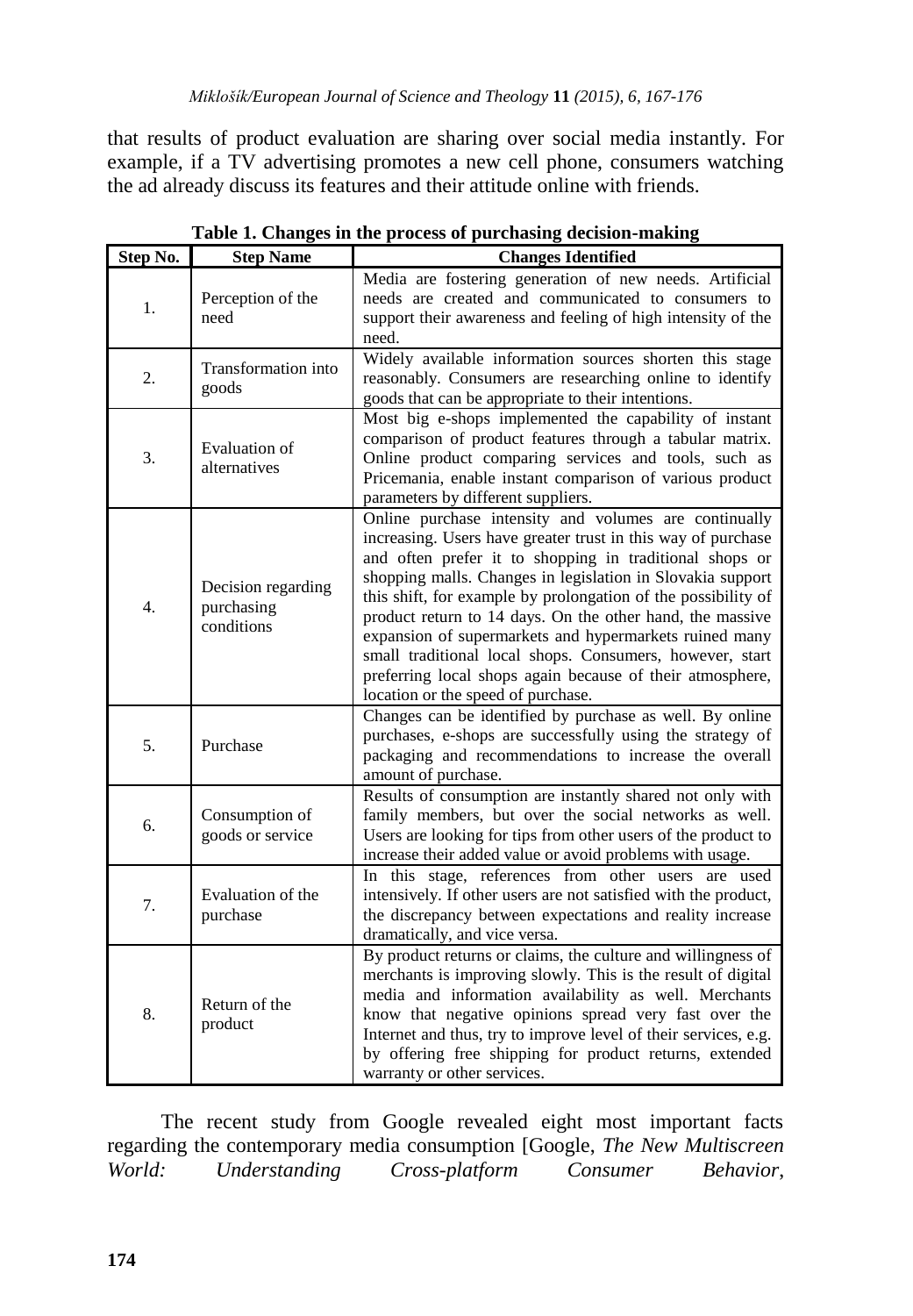that results of product evaluation are sharing over social media instantly. For example, if a TV advertising promotes a new cell phone, consumers watching the ad already discuss its features and their attitude online with friends.

**Table 1. Changes in the process of purchasing decision-making**

| Step No. | Step Name | Changes Identified |
|---|---|---|
| 1. | Perception of the need | Media are fostering generation of new needs. Artificial needs are created and communicated to consumers to support their awareness and feeling of high intensity of the need. |
| 2. | Transformation into goods | Widely available information sources shorten this stage reasonably. Consumers are researching online to identify goods that can be appropriate to their intentions. |
| 3. | Evaluation of alternatives | Most big e-shops implemented the capability of instant comparison of product features through a tabular matrix. Online product comparing services and tools, such as Pricemania, enable instant comparison of various product parameters by different suppliers. |
| 4. | Decision regarding purchasing conditions | Online purchase intensity and volumes are continually increasing. Users have greater trust in this way of purchase and often prefer it to shopping in traditional shops or shopping malls. Changes in legislation in Slovakia support this shift, for example by prolongation of the possibility of product return to 14 days. On the other hand, the massive expansion of supermarkets and hypermarkets ruined many small traditional local shops. Consumers, however, start preferring local shops again because of their atmosphere, location or the speed of purchase. |
| 5. | Purchase | Changes can be identified by purchase as well. By online purchases, e-shops are successfully using the strategy of packaging and recommendations to increase the overall amount of purchase. |
| 6. | Consumption of goods or service | Results of consumption are instantly shared not only with family members, but over the social networks as well. Users are looking for tips from other users of the product to increase their added value or avoid problems with usage. |
| 7. | Evaluation of the purchase | In this stage, references from other users are used intensively. If other users are not satisfied with the product, the discrepancy between expectations and reality increase dramatically, and vice versa. |
| 8. | Return of the product | By product returns or claims, the culture and willingness of merchants is improving slowly. This is the result of digital media and information availability as well. Merchants know that negative opinions spread very fast over the Internet and thus, try to improve level of their services, e.g. by offering free shipping for product returns, extended warranty or other services. |

The recent study from Google revealed eight most important facts regarding the contemporary media consumption [Google, *The New Multiscreen World: Understanding Cross-platform Consumer Behavior*,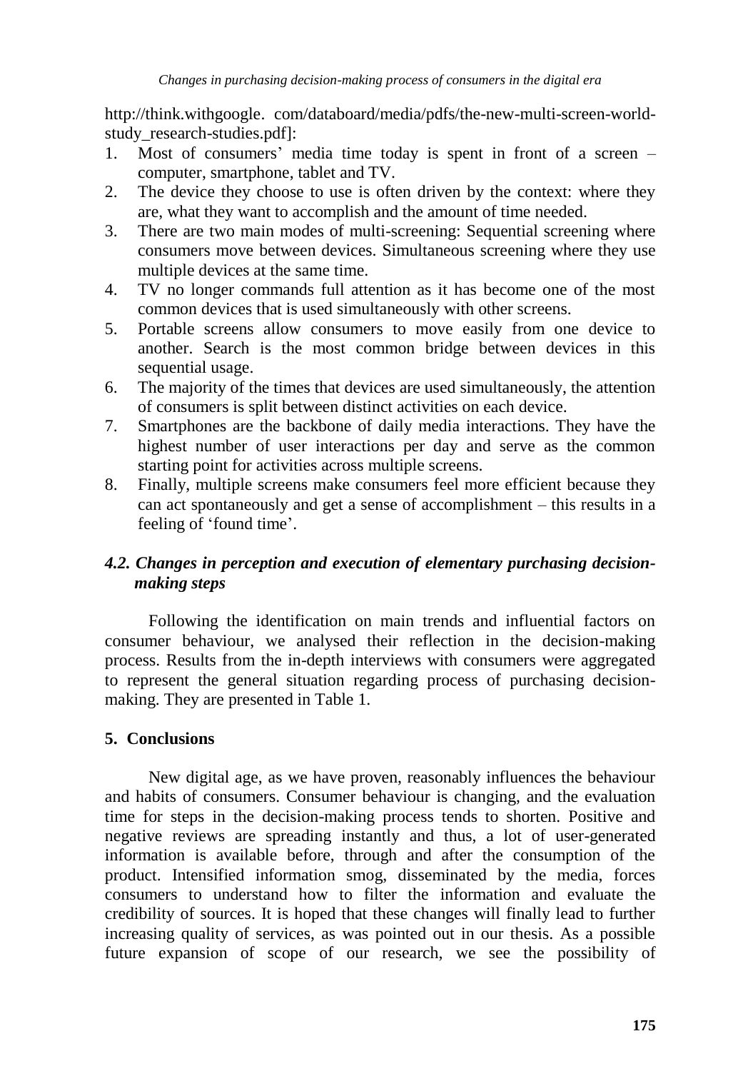http://think.withgoogle. com/databoard/media/pdfs/the-new-multi-screen-world-study_research-studies.pdf]:

1. Most of consumers' media time today is spent in front of a screen – computer, smartphone, tablet and TV.
2. The device they choose to use is often driven by the context: where they are, what they want to accomplish and the amount of time needed.
3. There are two main modes of multi-screening: Sequential screening where consumers move between devices. Simultaneous screening where they use multiple devices at the same time.
4. TV no longer commands full attention as it has become one of the most common devices that is used simultaneously with other screens.
5. Portable screens allow consumers to move easily from one device to another. Search is the most common bridge between devices in this sequential usage.
6. The majority of the times that devices are used simultaneously, the attention of consumers is split between distinct activities on each device.
7. Smartphones are the backbone of daily media interactions. They have the highest number of user interactions per day and serve as the common starting point for activities across multiple screens.
8. Finally, multiple screens make consumers feel more efficient because they can act spontaneously and get a sense of accomplishment – this results in a feeling of 'found time'.

### *4.2. Changes in perception and execution of elementary purchasing decision-making steps*

Following the identification on main trends and influential factors on consumer behaviour, we analysed their reflection in the decision-making process. Results from the in-depth interviews with consumers were aggregated to represent the general situation regarding process of purchasing decision-making. They are presented in Table 1.

## 5. Conclusions

New digital age, as we have proven, reasonably influences the behaviour and habits of consumers. Consumer behaviour is changing, and the evaluation time for steps in the decision-making process tends to shorten. Positive and negative reviews are spreading instantly and thus, a lot of user-generated information is available before, through and after the consumption of the product. Intensified information smog, disseminated by the media, forces consumers to understand how to filter the information and evaluate the credibility of sources. It is hoped that these changes will finally lead to further increasing quality of services, as was pointed out in our thesis. As a possible future expansion of scope of our research, we see the possibility of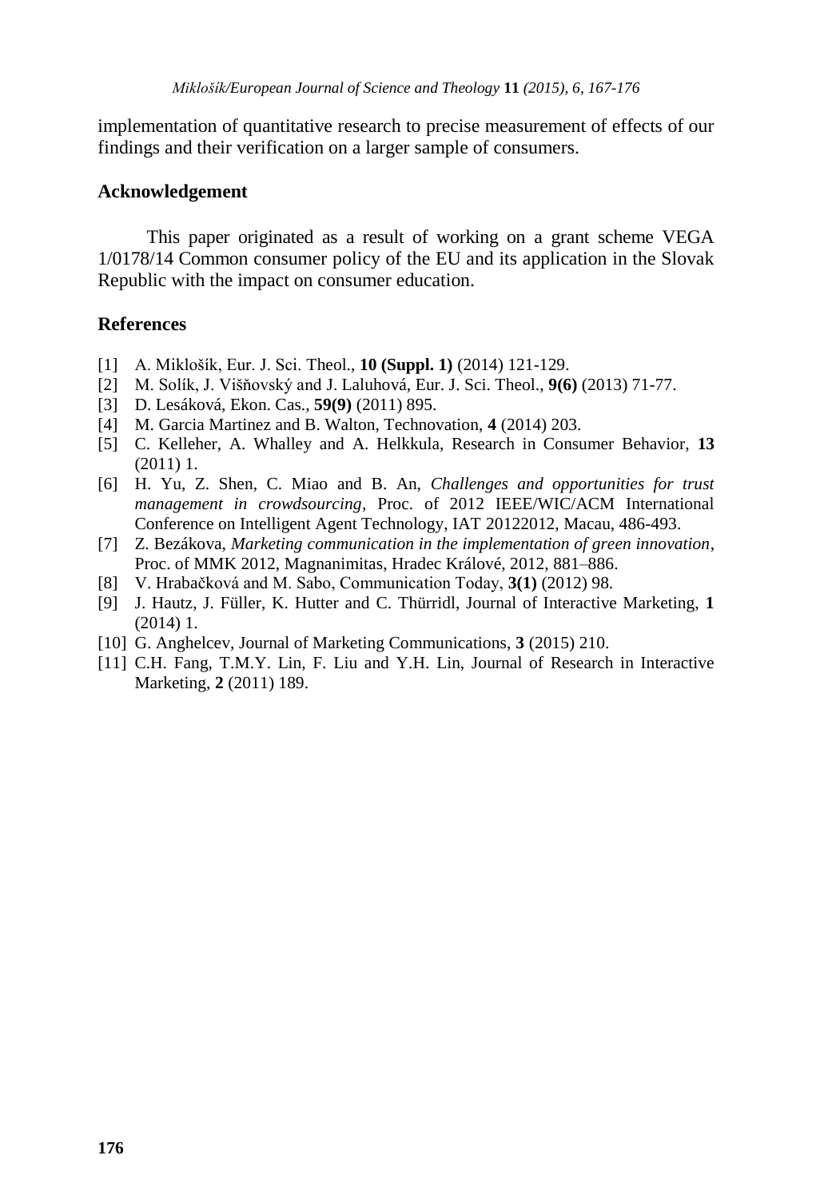implementation of quantitative research to precise measurement of effects of our findings and their verification on a larger sample of consumers.

## Acknowledgement

This paper originated as a result of working on a grant scheme VEGA 1/0178/14 Common consumer policy of the EU and its application in the Slovak Republic with the impact on consumer education.

## References

[1] A. Miklošík, Eur. J. Sci. Theol., **10 (Suppl. 1)** (2014) 121-129.
[2] M. Solík, J. Višňovský and J. Laluhová, Eur. J. Sci. Theol., **9(6)** (2013) 71-77.
[3] D. Lesáková, Ekon. Cas., **59(9)** (2011) 895.
[4] M. Garcia Martinez and B. Walton, Technovation, **4** (2014) 203.
[5] C. Kelleher, A. Whalley and A. Helkkula, Research in Consumer Behavior, **13** (2011) 1.
[6] H. Yu, Z. Shen, C. Miao and B. An, *Challenges and opportunities for trust management in crowdsourcing*, Proc. of 2012 IEEE/WIC/ACM International Conference on Intelligent Agent Technology, IAT 20122012, Macau, 486-493.
[7] Z. Bezákova, *Marketing communication in the implementation of green innovation*, Proc. of MMK 2012, Magnanimitas, Hradec Králové, 2012, 881–886.
[8] V. Hrabačková and M. Sabo, Communication Today, **3(1)** (2012) 98.
[9] J. Hautz, J. Füller, K. Hutter and C. Thürridl, Journal of Interactive Marketing, **1** (2014) 1.
[10] G. Anghelcev, Journal of Marketing Communications, **3** (2015) 210.
[11] C.H. Fang, T.M.Y. Lin, F. Liu and Y.H. Lin, Journal of Research in Interactive Marketing, **2** (2011) 189.